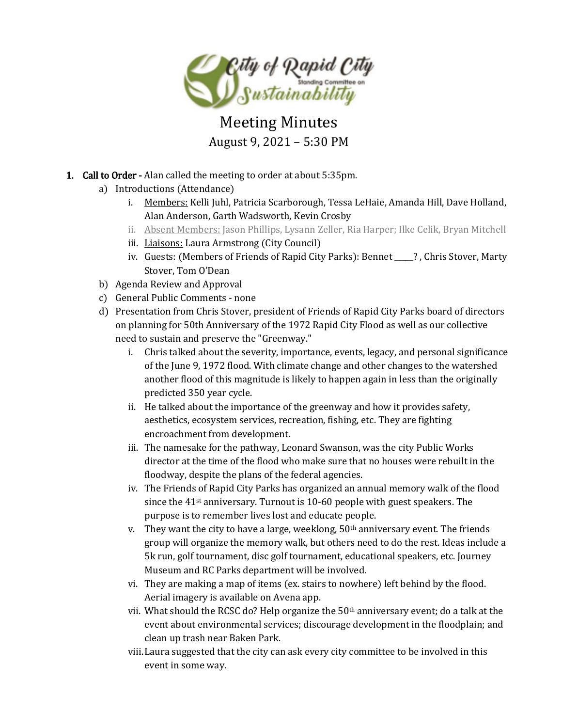# Meeting Minutes

August 9, 2021 – 5:30 PM

1. **Call to Order -** Alan called the meeting to order at about 5:35pm.
   a) Introductions (Attendance)
      i. Members: Kelli Juhl, Patricia Scarborough, Tessa LeHaie, Amanda Hill, Dave Holland, Alan Anderson, Garth Wadsworth, Kevin Crosby
      ii. Absent Members: Jason Phillips, Lysann Zeller, Ria Harper; Ilke Celik, Bryan Mitchell
      iii. Liaisons: Laura Armstrong (City Council)
      iv. Guests: (Members of Friends of Rapid City Parks): Bennet _____? , Chris Stover, Marty Stover, Tom O'Dean
   b) Agenda Review and Approval
   c) General Public Comments - none
   d) Presentation from Chris Stover, president of Friends of Rapid City Parks board of directors on planning for 50th Anniversary of the 1972 Rapid City Flood as well as our collective need to sustain and preserve the "Greenway."
      i. Chris talked about the severity, importance, events, legacy, and personal significance of the June 9, 1972 flood. With climate change and other changes to the watershed another flood of this magnitude is likely to happen again in less than the originally predicted 350 year cycle.
      ii. He talked about the importance of the greenway and how it provides safety, aesthetics, ecosystem services, recreation, fishing, etc. They are fighting encroachment from development.
      iii. The namesake for the pathway, Leonard Swanson, was the city Public Works director at the time of the flood who make sure that no houses were rebuilt in the floodway, despite the plans of the federal agencies.
      iv. The Friends of Rapid City Parks has organized an annual memory walk of the flood since the 41st anniversary. Turnout is 10-60 people with guest speakers. The purpose is to remember lives lost and educate people.
      v. They want the city to have a large, weeklong, 50th anniversary event. The friends group will organize the memory walk, but others need to do the rest. Ideas include a 5k run, golf tournament, disc golf tournament, educational speakers, etc. Journey Museum and RC Parks department will be involved.
      vi. They are making a map of items (ex. stairs to nowhere) left behind by the flood. Aerial imagery is available on Avena app.
      vii. What should the RCSC do? Help organize the 50th anniversary event; do a talk at the event about environmental services; discourage development in the floodplain; and clean up trash near Baken Park.
      viii. Laura suggested that the city can ask every city committee to be involved in this event in some way.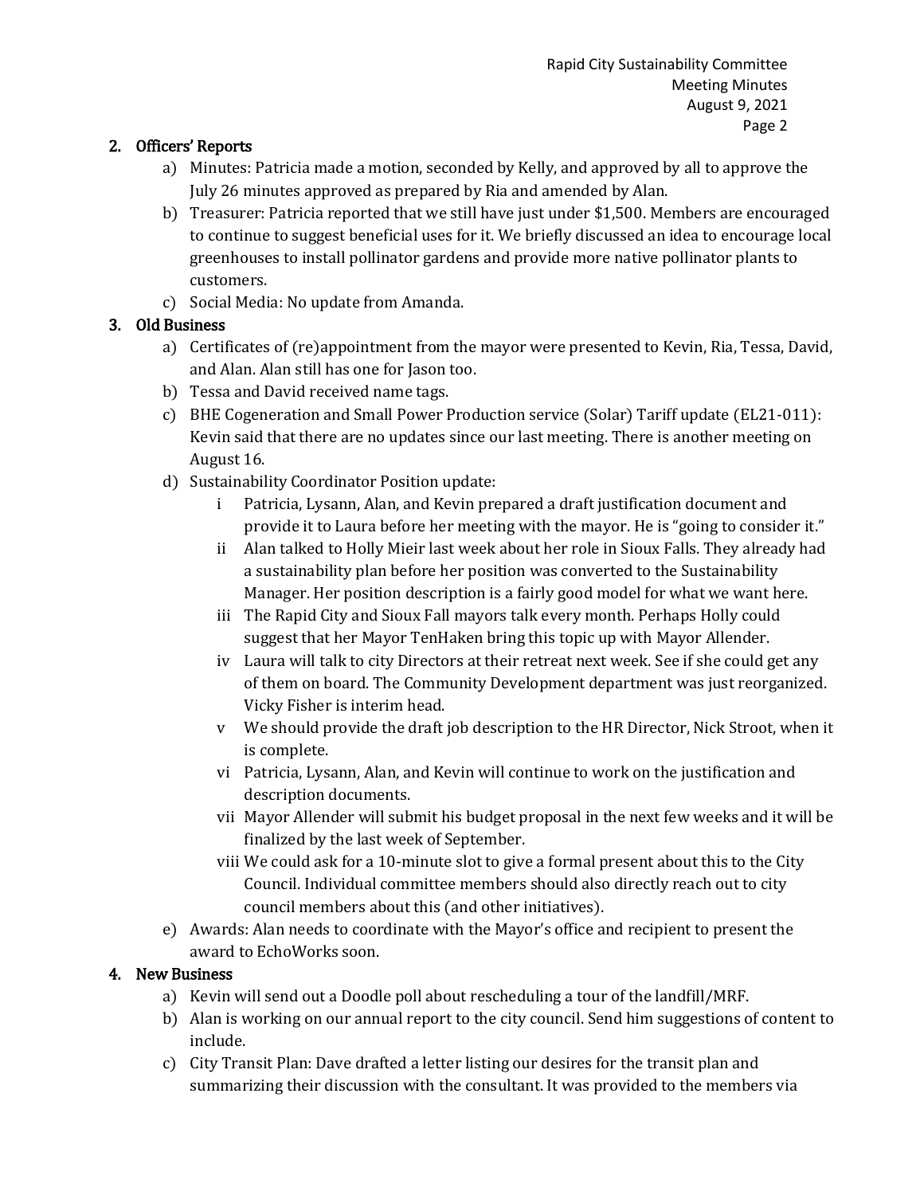## 2. Officers' Reports

a) Minutes: Patricia made a motion, seconded by Kelly, and approved by all to approve the July 26 minutes approved as prepared by Ria and amended by Alan.

b) Treasurer: Patricia reported that we still have just under $1,500. Members are encouraged to continue to suggest beneficial uses for it. We briefly discussed an idea to encourage local greenhouses to install pollinator gardens and provide more native pollinator plants to customers.

c) Social Media: No update from Amanda.

## 3. Old Business

a) Certificates of (re)appointment from the mayor were presented to Kevin, Ria, Tessa, David, and Alan. Alan still has one for Jason too.

b) Tessa and David received name tags.

c) BHE Cogeneration and Small Power Production service (Solar) Tariff update (EL21-011): Kevin said that there are no updates since our last meeting. There is another meeting on August 16.

d) Sustainability Coordinator Position update:

- i Patricia, Lysann, Alan, and Kevin prepared a draft justification document and provide it to Laura before her meeting with the mayor. He is "going to consider it."
- ii Alan talked to Holly Mieir last week about her role in Sioux Falls. They already had a sustainability plan before her position was converted to the Sustainability Manager. Her position description is a fairly good model for what we want here.
- iii The Rapid City and Sioux Fall mayors talk every month. Perhaps Holly could suggest that her Mayor TenHaken bring this topic up with Mayor Allender.
- iv Laura will talk to city Directors at their retreat next week. See if she could get any of them on board. The Community Development department was just reorganized. Vicky Fisher is interim head.
- v We should provide the draft job description to the HR Director, Nick Stroot, when it is complete.
- vi Patricia, Lysann, Alan, and Kevin will continue to work on the justification and description documents.
- vii Mayor Allender will submit his budget proposal in the next few weeks and it will be finalized by the last week of September.
- viii We could ask for a 10-minute slot to give a formal present about this to the City Council. Individual committee members should also directly reach out to city council members about this (and other initiatives).

e) Awards: Alan needs to coordinate with the Mayor's office and recipient to present the award to EchoWorks soon.

## 4. New Business

a) Kevin will send out a Doodle poll about rescheduling a tour of the landfill/MRF.

b) Alan is working on our annual report to the city council. Send him suggestions of content to include.

c) City Transit Plan: Dave drafted a letter listing our desires for the transit plan and summarizing their discussion with the consultant. It was provided to the members via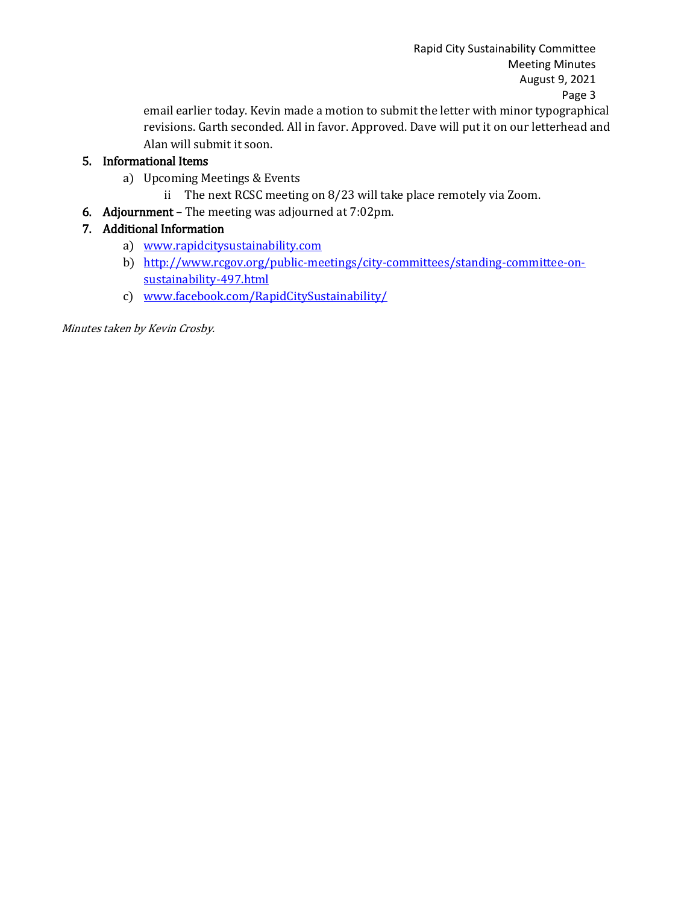email earlier today. Kevin made a motion to submit the letter with minor typographical revisions. Garth seconded. All in favor. Approved. Dave will put it on our letterhead and Alan will submit it soon.

5. **Informational Items**
   a) Upcoming Meetings & Events
      ii The next RCSC meeting on 8/23 will take place remotely via Zoom.
6. **Adjournment** – The meeting was adjourned at 7:02pm.
7. **Additional Information**
   a) [www.rapidcitysustainability.com](www.rapidcitysustainability.com)
   b) [http://www.rcgov.org/public-meetings/city-committees/standing-committee-on-sustainability-497.html](http://www.rcgov.org/public-meetings/city-committees/standing-committee-on-sustainability-497.html)
   c) [www.facebook.com/RapidCitySustainability/](www.facebook.com/RapidCitySustainability/)

*Minutes taken by Kevin Crosby.*